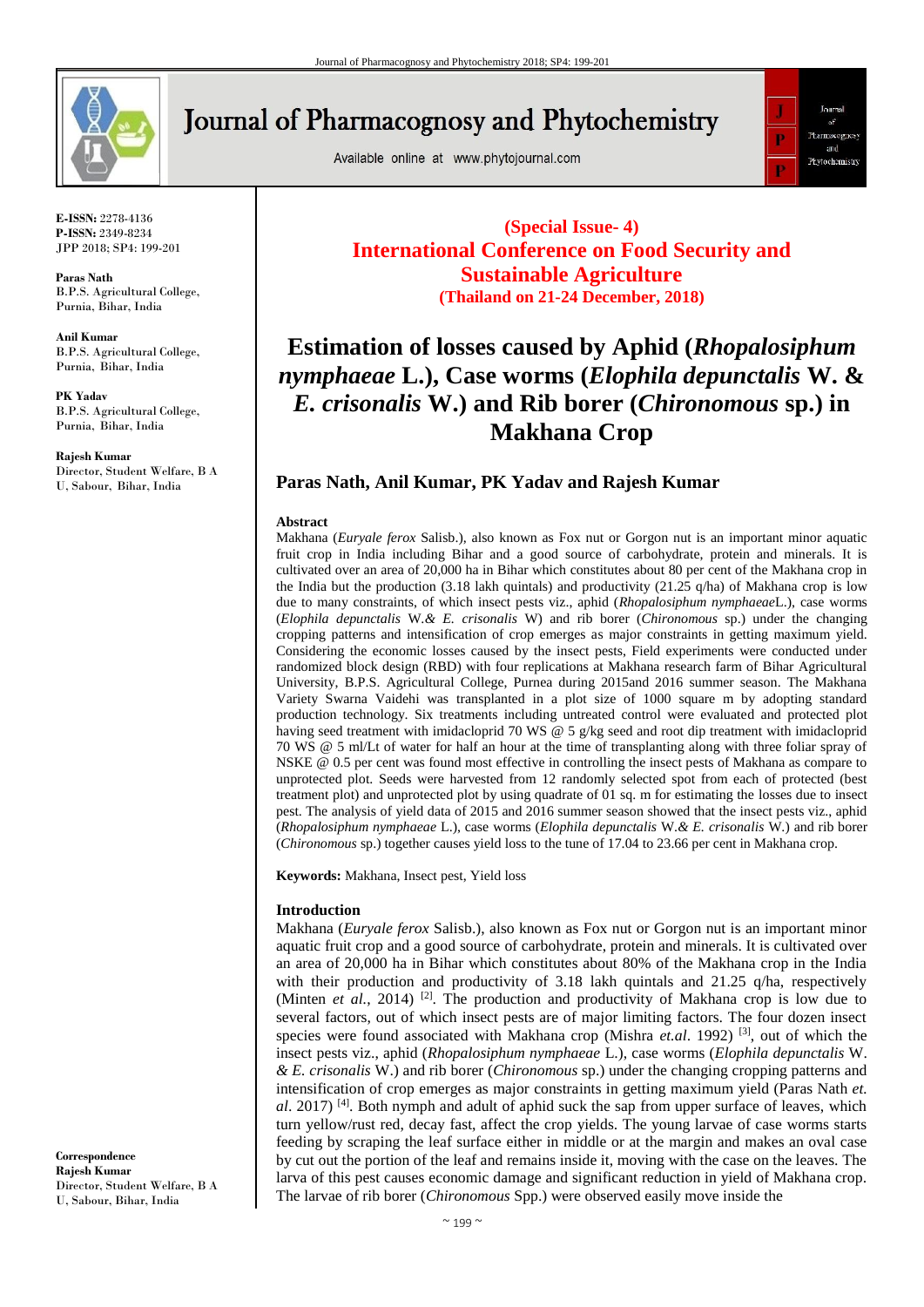E-ISSN: 2278-4136
P-ISSN: 2349-8234
JPP 2018; SP4: 199-201

**Paras Nath**
B.P.S. Agricultural College, Purnia, Bihar, India

**Anil Kumar**
B.P.S. Agricultural College, Purnia, Bihar, India

**PK Yadav**
B.P.S. Agricultural College, Purnia, Bihar, India

**Rajesh Kumar**
Director, Student Welfare, B A U, Sabour, Bihar, India

**Correspondence**
**Rajesh Kumar**
Director, Student Welfare, B A U, Sabour, Bihar, India

**(Special Issue- 4)**
**International Conference on Food Security and Sustainable Agriculture**
**(Thailand on 21-24 December, 2018)**

# Estimation of losses caused by Aphid (*Rhopalosiphum nymphaeae* L.), Case worms (*Elophila depunctalis* W. & *E. crisonalis* W.) and Rib borer (*Chironomous* sp.) in Makhana Crop

## Paras Nath, Anil Kumar, PK Yadav and Rajesh Kumar

### Abstract

Makhana (*Euryale ferox* Salisb.), also known as Fox nut or Gorgon nut is an important minor aquatic fruit crop in India including Bihar and a good source of carbohydrate, protein and minerals. It is cultivated over an area of 20,000 ha in Bihar which constitutes about 80 per cent of the Makhana crop in the India but the production (3.18 lakh quintals) and productivity (21.25 q/ha) of Makhana crop is low due to many constraints, of which insect pests viz., aphid (*Rhopalosiphum nymphaeae*L.), case worms (*Elophila depunctalis* W.& *E. crisonalis* W) and rib borer (*Chironomous* sp.) under the changing cropping patterns and intensification of crop emerges as major constraints in getting maximum yield. Considering the economic losses caused by the insect pests, Field experiments were conducted under randomized block design (RBD) with four replications at Makhana research farm of Bihar Agricultural University, B.P.S. Agricultural College, Purnea during 2015and 2016 summer season. The Makhana Variety Swarna Vaidehi was transplanted in a plot size of 1000 square m by adopting standard production technology. Six treatments including untreated control were evaluated and protected plot having seed treatment with imidacloprid 70 WS @ 5 g/kg seed and root dip treatment with imidacloprid 70 WS @ 5 ml/Lt of water for half an hour at the time of transplanting along with three foliar spray of NSKE @ 0.5 per cent was found most effective in controlling the insect pests of Makhana as compare to unprotected plot. Seeds were harvested from 12 randomly selected spot from each of protected (best treatment plot) and unprotected plot by using quadrate of 01 sq. m for estimating the losses due to insect pest. The analysis of yield data of 2015 and 2016 summer season showed that the insect pests viz., aphid (*Rhopalosiphum nymphaeae* L.), case worms (*Elophila depunctalis* W.& *E. crisonalis* W.) and rib borer (*Chironomous* sp.) together causes yield loss to the tune of 17.04 to 23.66 per cent in Makhana crop.

**Keywords:** Makhana, Insect pest, Yield loss

### Introduction

Makhana (*Euryale ferox* Salisb.), also known as Fox nut or Gorgon nut is an important minor aquatic fruit crop and a good source of carbohydrate, protein and minerals. It is cultivated over an area of 20,000 ha in Bihar which constitutes about 80% of the Makhana crop in the India with their production and productivity of 3.18 lakh quintals and 21.25 q/ha, respectively (Minten *et al.*, 2014) [2]. The production and productivity of Makhana crop is low due to several factors, out of which insect pests are of major limiting factors. The four dozen insect species were found associated with Makhana crop (Mishra *et.al*. 1992) [3], out of which the insect pests viz., aphid (*Rhopalosiphum nymphaeae* L.), case worms (*Elophila depunctalis* W. & *E. crisonalis* W.) and rib borer (*Chironomous* sp.) under the changing cropping patterns and intensification of crop emerges as major constraints in getting maximum yield (Paras Nath *et. al*. 2017) [4]. Both nymph and adult of aphid suck the sap from upper surface of leaves, which turn yellow/rust red, decay fast, affect the crop yields. The young larvae of case worms starts feeding by scraping the leaf surface either in middle or at the margin and makes an oval case by cut out the portion of the leaf and remains inside it, moving with the case on the leaves. The larva of this pest causes economic damage and significant reduction in yield of Makhana crop. The larvae of rib borer (*Chironomous* Spp.) were observed easily move inside the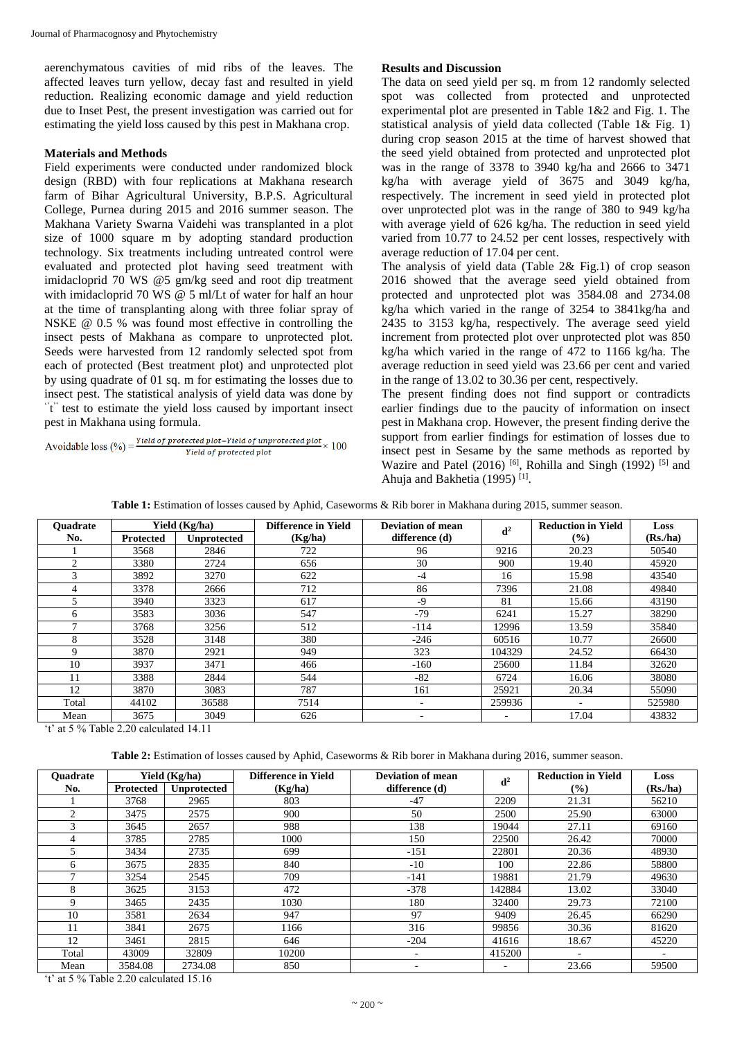aerenchymatous cavities of mid ribs of the leaves. The affected leaves turn yellow, decay fast and resulted in yield reduction. Realizing economic damage and yield reduction due to Inset Pest, the present investigation was carried out for estimating the yield loss caused by this pest in Makhana crop.

## Materials and Methods

Field experiments were conducted under randomized block design (RBD) with four replications at Makhana research farm of Bihar Agricultural University, B.P.S. Agricultural College, Purnea during 2015 and 2016 summer season. The Makhana Variety Swarna Vaidehi was transplanted in a plot size of 1000 square m by adopting standard production technology. Six treatments including untreated control were evaluated and protected plot having seed treatment with imidacloprid 70 WS @5 gm/kg seed and root dip treatment with imidacloprid 70 WS @ 5 ml/Lt of water for half an hour at the time of transplanting along with three foliar spray of NSKE @ 0.5 % was found most effective in controlling the insect pests of Makhana as compare to unprotected plot. Seeds were harvested from 12 randomly selected spot from each of protected (Best treatment plot) and unprotected plot by using quadrate of 01 sq. m for estimating the losses due to insect pest. The statistical analysis of yield data was done by ¨t¨ test to estimate the yield loss caused by important insect pest in Makhana using formula.

$$\text{Avoidable loss (\%)} = \frac{\text{Yield of protected plot} - \text{Yield of unprotected plot}}{\text{Yield of protected plot}} \times 100$$

## Results and Discussion

The data on seed yield per sq. m from 12 randomly selected spot was collected from protected and unprotected experimental plot are presented in Table 1&2 and Fig. 1. The statistical analysis of yield data collected (Table 1& Fig. 1) during crop season 2015 at the time of harvest showed that the seed yield obtained from protected and unprotected plot was in the range of 3378 to 3940 kg/ha and 2666 to 3471 kg/ha with average yield of 3675 and 3049 kg/ha, respectively. The increment in seed yield in protected plot over unprotected plot was in the range of 380 to 949 kg/ha with average yield of 626 kg/ha. The reduction in seed yield varied from 10.77 to 24.52 per cent losses, respectively with average reduction of 17.04 per cent.

The analysis of yield data (Table 2& Fig.1) of crop season 2016 showed that the average seed yield obtained from protected and unprotected plot was 3584.08 and 2734.08 kg/ha which varied in the range of 3254 to 3841kg/ha and 2435 to 3153 kg/ha, respectively. The average seed yield increment from protected plot over unprotected plot was 850 kg/ha which varied in the range of 472 to 1166 kg/ha. The average reduction in seed yield was 23.66 per cent and varied in the range of 13.02 to 30.36 per cent, respectively.

The present finding does not find support or contradicts earlier findings due to the paucity of information on insect pest in Makhana crop. However, the present finding derive the support from earlier findings for estimation of losses due to insect pest in Sesame by the same methods as reported by Wazire and Patel (2016) [6], Rohilla and Singh (1992) [5] and Ahuja and Bakhetia (1995) [1].

**Table 1:** Estimation of losses caused by Aphid, Caseworms & Rib borer in Makhana during 2015, summer season.

| Quadrate No. | Yield (Kg/ha) | | Difference in Yield (Kg/ha) | Deviation of mean difference (d) | $d^2$ | Reduction in Yield (%) | Loss (Rs./ha) |
|---|---|---|---|---|---|---|---|
| | Protected | Unprotected | | | | | |
| 1 | 3568 | 2846 | 722 | 96 | 9216 | 20.23 | 50540 |
| 2 | 3380 | 2724 | 656 | 30 | 900 | 19.40 | 45920 |
| 3 | 3892 | 3270 | 622 | -4 | 16 | 15.98 | 43540 |
| 4 | 3378 | 2666 | 712 | 86 | 7396 | 21.08 | 49840 |
| 5 | 3940 | 3323 | 617 | -9 | 81 | 15.66 | 43190 |
| 6 | 3583 | 3036 | 547 | -79 | 6241 | 15.27 | 38290 |
| 7 | 3768 | 3256 | 512 | -114 | 12996 | 13.59 | 35840 |
| 8 | 3528 | 3148 | 380 | -246 | 60516 | 10.77 | 26600 |
| 9 | 3870 | 2921 | 949 | 323 | 104329 | 24.52 | 66430 |
| 10 | 3937 | 3471 | 466 | -160 | 25600 | 11.84 | 32620 |
| 11 | 3388 | 2844 | 544 | -82 | 6724 | 16.06 | 38080 |
| 12 | 3870 | 3083 | 787 | 161 | 25921 | 20.34 | 55090 |
| Total | 44102 | 36588 | 7514 | - | 259936 | - | 525980 |
| Mean | 3675 | 3049 | 626 | - | - | 17.04 | 43832 |

't' at 5 % Table 2.20 calculated 14.11

**Table 2:** Estimation of losses caused by Aphid, Caseworms & Rib borer in Makhana during 2016, summer season.

| Quadrate No. | Yield (Kg/ha) | | Difference in Yield (Kg/ha) | Deviation of mean difference (d) | $d^2$ | Reduction in Yield (%) | Loss (Rs./ha) |
|---|---|---|---|---|---|---|---|
| | Protected | Unprotected | | | | | |
| 1 | 3768 | 2965 | 803 | -47 | 2209 | 21.31 | 56210 |
| 2 | 3475 | 2575 | 900 | 50 | 2500 | 25.90 | 63000 |
| 3 | 3645 | 2657 | 988 | 138 | 19044 | 27.11 | 69160 |
| 4 | 3785 | 2785 | 1000 | 150 | 22500 | 26.42 | 70000 |
| 5 | 3434 | 2735 | 699 | -151 | 22801 | 20.36 | 48930 |
| 6 | 3675 | 2835 | 840 | -10 | 100 | 22.86 | 58800 |
| 7 | 3254 | 2545 | 709 | -141 | 19881 | 21.79 | 49630 |
| 8 | 3625 | 3153 | 472 | -378 | 142884 | 13.02 | 33040 |
| 9 | 3465 | 2435 | 1030 | 180 | 32400 | 29.73 | 72100 |
| 10 | 3581 | 2634 | 947 | 97 | 9409 | 26.45 | 66290 |
| 11 | 3841 | 2675 | 1166 | 316 | 99856 | 30.36 | 81620 |
| 12 | 3461 | 2815 | 646 | -204 | 41616 | 18.67 | 45220 |
| Total | 43009 | 32809 | 10200 | - | 415200 | - | - |
| Mean | 3584.08 | 2734.08 | 850 | - | - | 23.66 | 59500 |

't' at 5 % Table 2.20 calculated 15.16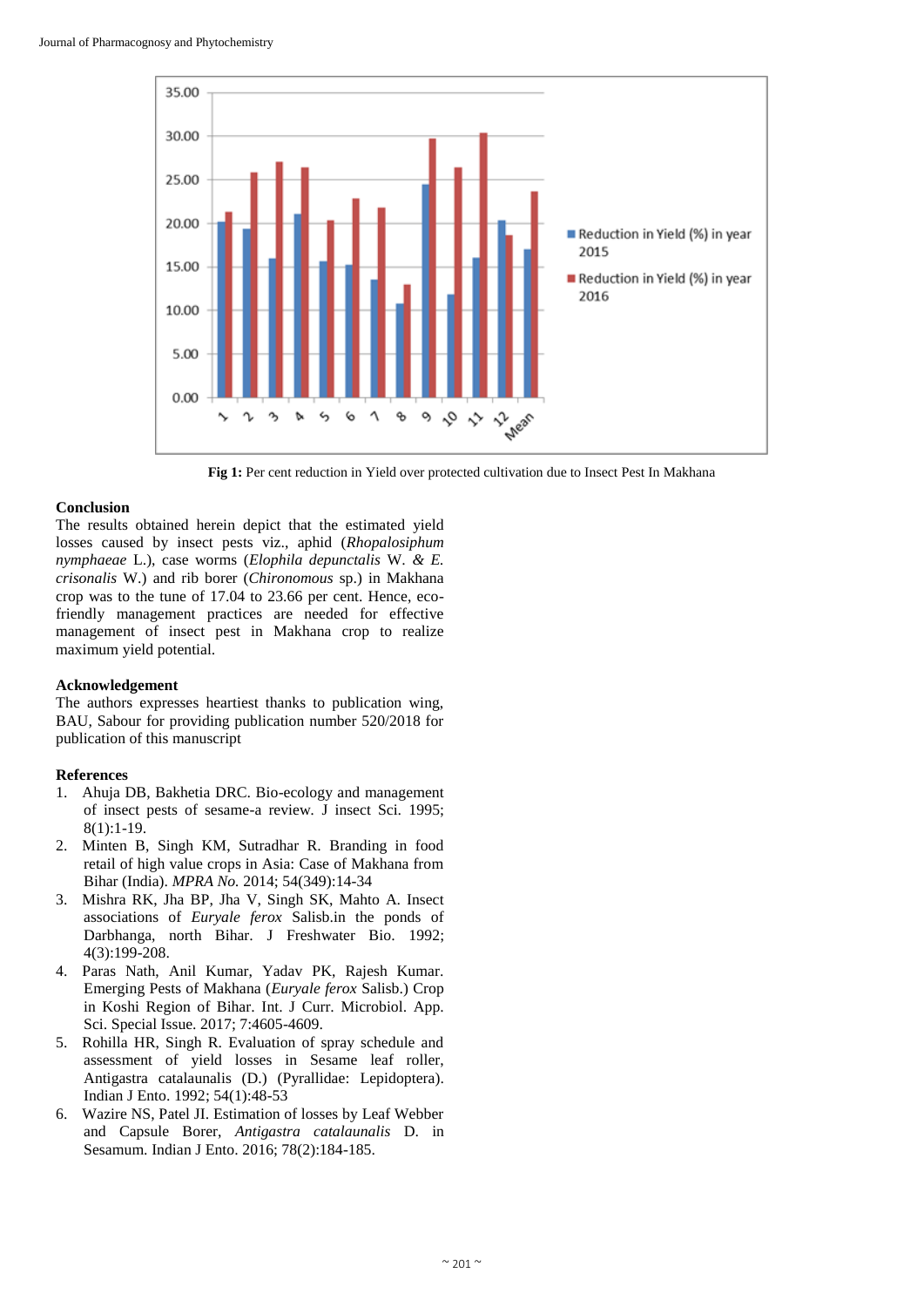35.00
30.00
25.00
20.00
15.00
10.00
5.00
0.00

1 2 3 4 5 6 7 8 9 10 11 12 Mean

Reduction in Yield (%) in year 2015

Reduction in Yield (%) in year 2016

**Fig 1:** Per cent reduction in Yield over protected cultivation due to Insect Pest In Makhana

## Conclusion

The results obtained herein depict that the estimated yield losses caused by insect pests viz., aphid (*Rhopalosiphum nymphaeae* L.), case worms (*Elophila depunctalis* W. *& E. crisonalis* W.) and rib borer (*Chironomous* sp.) in Makhana crop was to the tune of 17.04 to 23.66 per cent. Hence, eco-friendly management practices are needed for effective management of insect pest in Makhana crop to realize maximum yield potential.

## Acknowledgement

The authors expresses heartiest thanks to publication wing, BAU, Sabour for providing publication number 520/2018 for publication of this manuscript

## References

1. Ahuja DB, Bakhetia DRC. Bio-ecology and management of insect pests of sesame-a review. J insect Sci. 1995; 8(1):1-19.
2. Minten B, Singh KM, Sutradhar R. Branding in food retail of high value crops in Asia: Case of Makhana from Bihar (India). *MPRA No.* 2014; 54(349):14-34
3. Mishra RK, Jha BP, Jha V, Singh SK, Mahto A. Insect associations of *Euryale ferox* Salisb.in the ponds of Darbhanga, north Bihar. J Freshwater Bio. 1992; 4(3):199-208.
4. Paras Nath, Anil Kumar, Yadav PK, Rajesh Kumar. Emerging Pests of Makhana (*Euryale ferox* Salisb.) Crop in Koshi Region of Bihar. Int. J Curr. Microbiol. App. Sci. Special Issue. 2017; 7:4605-4609.
5. Rohilla HR, Singh R. Evaluation of spray schedule and assessment of yield losses in Sesame leaf roller, Antigastra catalaunalis (D.) (Pyrallidae: Lepidoptera). Indian J Ento. 1992; 54(1):48-53
6. Wazire NS, Patel JI. Estimation of losses by Leaf Webber and Capsule Borer, *Antigastra catalaunalis* D. in Sesamum. Indian J Ento. 2016; 78(2):184-185.